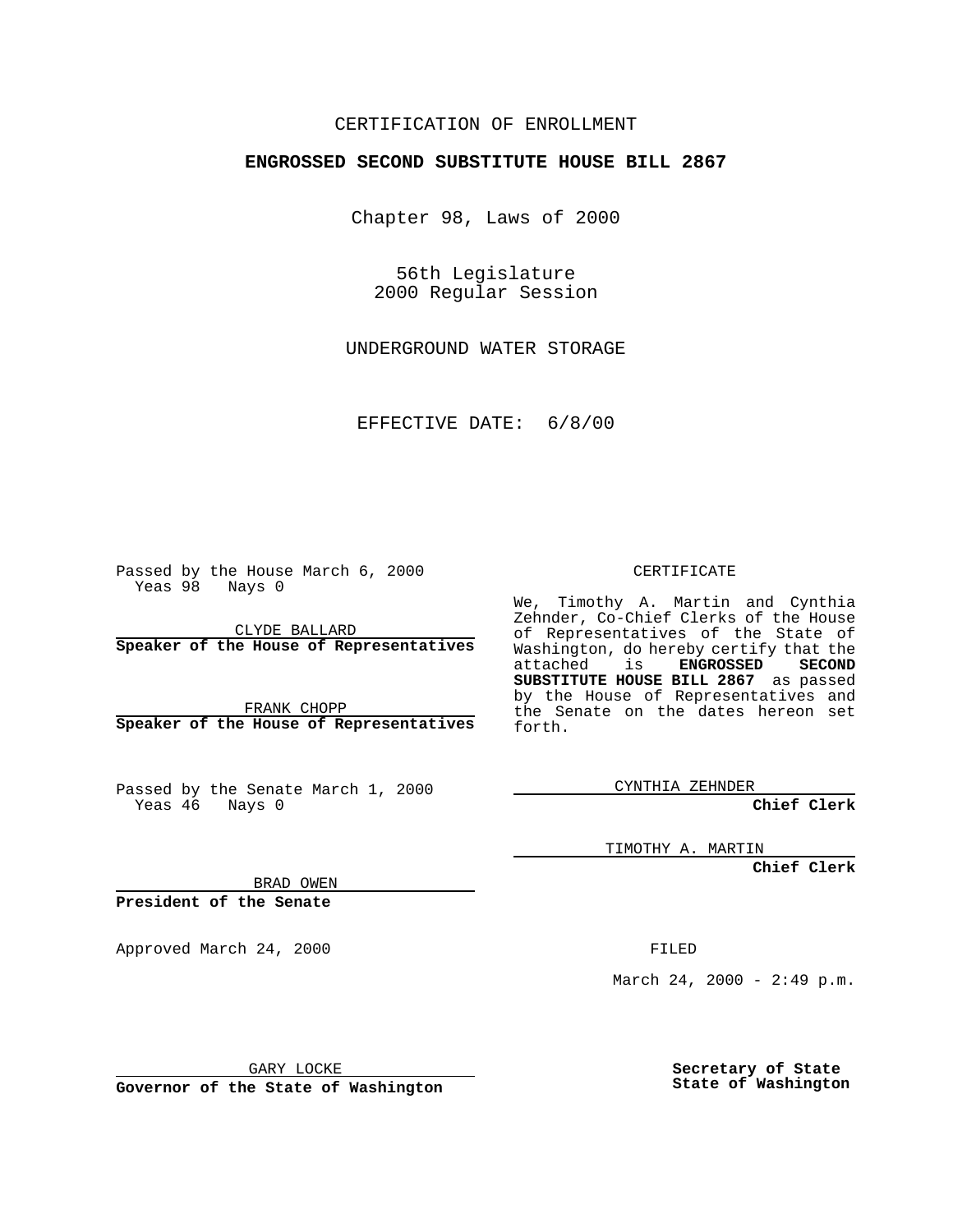CERTIFICATION OF ENROLLMENT

**ENGROSSED SECOND SUBSTITUTE HOUSE BILL 2867**

Chapter 98, Laws of 2000

56th Legislature
2000 Regular Session

UNDERGROUND WATER STORAGE

EFFECTIVE DATE: 6/8/00

Passed by the House March 6, 2000
Yeas 98 Nays 0

CLYDE BALLARD
**Speaker of the House of Representatives**

FRANK CHOPP
**Speaker of the House of Representatives**

Passed by the Senate March 1, 2000
Yeas 46 Nays 0

BRAD OWEN
**President of the Senate**

Approved March 24, 2000

GARY LOCKE
**Governor of the State of Washington**

CERTIFICATE

We, Timothy A. Martin and Cynthia Zehnder, Co-Chief Clerks of the House of Representatives of the State of Washington, do hereby certify that the attached is **ENGROSSED SECOND SUBSTITUTE HOUSE BILL 2867** as passed by the House of Representatives and the Senate on the dates hereon set forth.

CYNTHIA ZEHNDER
**Chief Clerk**

TIMOTHY A. MARTIN
**Chief Clerk**

FILED

March 24, 2000 - 2:49 p.m.

**Secretary of State**
**State of Washington**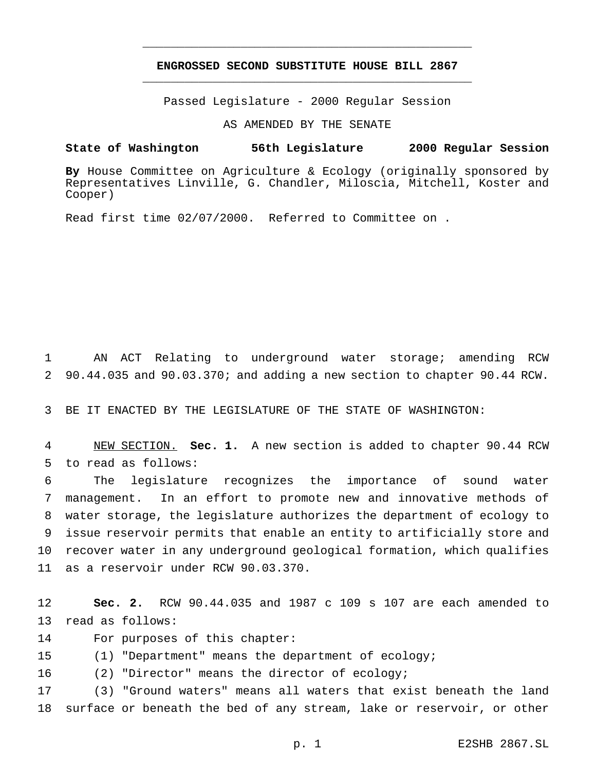# ENGROSSED SECOND SUBSTITUTE HOUSE BILL 2867

Passed Legislature - 2000 Regular Session

AS AMENDED BY THE SENATE

**State of Washington 56th Legislature 2000 Regular Session**

**By** House Committee on Agriculture & Ecology (originally sponsored by Representatives Linville, G. Chandler, Miloscia, Mitchell, Koster and Cooper)

Read first time 02/07/2000. Referred to Committee on .

AN ACT Relating to underground water storage; amending RCW 90.44.035 and 90.03.370; and adding a new section to chapter 90.44 RCW.

BE IT ENACTED BY THE LEGISLATURE OF THE STATE OF WASHINGTON:

NEW SECTION. **Sec. 1.** A new section is added to chapter 90.44 RCW to read as follows:

The legislature recognizes the importance of sound water management. In an effort to promote new and innovative methods of water storage, the legislature authorizes the department of ecology to issue reservoir permits that enable an entity to artificially store and recover water in any underground geological formation, which qualifies as a reservoir under RCW 90.03.370.

**Sec. 2.** RCW 90.44.035 and 1987 c 109 s 107 are each amended to read as follows:

For purposes of this chapter:

(1) "Department" means the department of ecology;

(2) "Director" means the director of ecology;

(3) "Ground waters" means all waters that exist beneath the land surface or beneath the bed of any stream, lake or reservoir, or other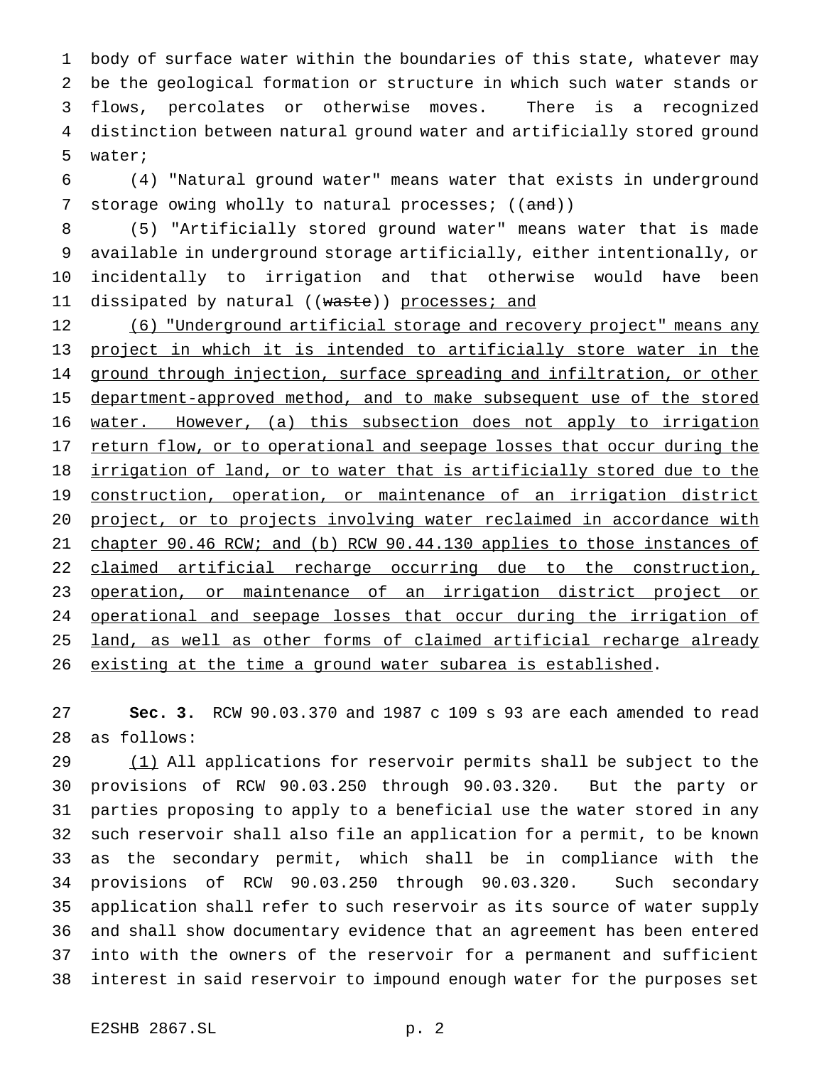body of surface water within the boundaries of this state, whatever may be the geological formation or structure in which such water stands or flows, percolates or otherwise moves. There is a recognized distinction between natural ground water and artificially stored ground water;

(4) "Natural ground water" means water that exists in underground storage owing wholly to natural processes; ((~~and~~))

(5) "Artificially stored ground water" means water that is made available in underground storage artificially, either intentionally, or incidentally to irrigation and that otherwise would have been dissipated by natural ((~~waste~~)) <u>processes; and</u>

<u>(6) "Underground artificial storage and recovery project" means any project in which it is intended to artificially store water in the ground through injection, surface spreading and infiltration, or other department-approved method, and to make subsequent use of the stored water. However, (a) this subsection does not apply to irrigation return flow, or to operational and seepage losses that occur during the irrigation of land, or to water that is artificially stored due to the construction, operation, or maintenance of an irrigation district project, or to projects involving water reclaimed in accordance with chapter 90.46 RCW; and (b) RCW 90.44.130 applies to those instances of claimed artificial recharge occurring due to the construction, operation, or maintenance of an irrigation district project or operational and seepage losses that occur during the irrigation of land, as well as other forms of claimed artificial recharge already existing at the time a ground water subarea is established</u>.

**Sec. 3.** RCW 90.03.370 and 1987 c 109 s 93 are each amended to read as follows:

<u>(1)</u> All applications for reservoir permits shall be subject to the provisions of RCW 90.03.250 through 90.03.320. But the party or parties proposing to apply to a beneficial use the water stored in any such reservoir shall also file an application for a permit, to be known as the secondary permit, which shall be in compliance with the provisions of RCW 90.03.250 through 90.03.320. Such secondary application shall refer to such reservoir as its source of water supply and shall show documentary evidence that an agreement has been entered into with the owners of the reservoir for a permanent and sufficient interest in said reservoir to impound enough water for the purposes set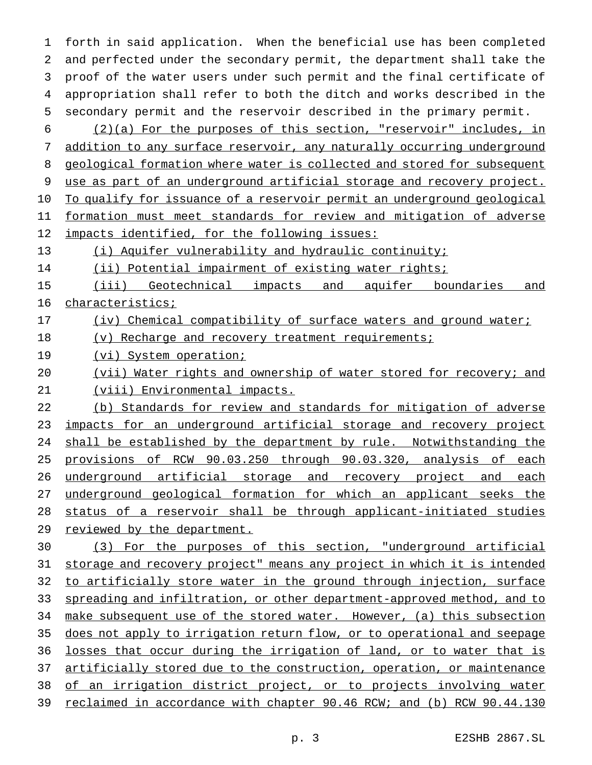forth in said application. When the beneficial use has been completed and perfected under the secondary permit, the department shall take the proof of the water users under such permit and the final certificate of appropriation shall refer to both the ditch and works described in the secondary permit and the reservoir described in the primary permit.

(2)(a) For the purposes of this section, "reservoir" includes, in addition to any surface reservoir, any naturally occurring underground geological formation where water is collected and stored for subsequent use as part of an underground artificial storage and recovery project. To qualify for issuance of a reservoir permit an underground geological formation must meet standards for review and mitigation of adverse impacts identified, for the following issues:

(i) Aquifer vulnerability and hydraulic continuity;

(ii) Potential impairment of existing water rights;

(iii) Geotechnical impacts and aquifer boundaries and characteristics;

(iv) Chemical compatibility of surface waters and ground water;

(v) Recharge and recovery treatment requirements;

(vi) System operation;

(vii) Water rights and ownership of water stored for recovery; and

(viii) Environmental impacts.

(b) Standards for review and standards for mitigation of adverse impacts for an underground artificial storage and recovery project shall be established by the department by rule. Notwithstanding the provisions of RCW 90.03.250 through 90.03.320, analysis of each underground artificial storage and recovery project and each underground geological formation for which an applicant seeks the status of a reservoir shall be through applicant-initiated studies reviewed by the department.

(3) For the purposes of this section, "underground artificial storage and recovery project" means any project in which it is intended to artificially store water in the ground through injection, surface spreading and infiltration, or other department-approved method, and to make subsequent use of the stored water. However, (a) this subsection does not apply to irrigation return flow, or to operational and seepage losses that occur during the irrigation of land, or to water that is artificially stored due to the construction, operation, or maintenance of an irrigation district project, or to projects involving water reclaimed in accordance with chapter 90.46 RCW; and (b) RCW 90.44.130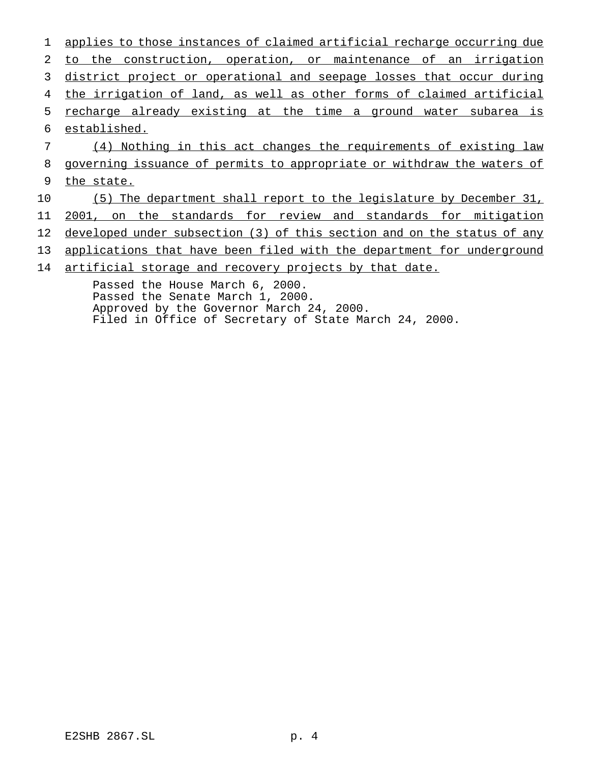applies to those instances of claimed artificial recharge occurring due to the construction, operation, or maintenance of an irrigation district project or operational and seepage losses that occur during the irrigation of land, as well as other forms of claimed artificial recharge already existing at the time a ground water subarea is established.

(4) Nothing in this act changes the requirements of existing law governing issuance of permits to appropriate or withdraw the waters of the state.

(5) The department shall report to the legislature by December 31, 2001, on the standards for review and standards for mitigation developed under subsection (3) of this section and on the status of any applications that have been filed with the department for underground artificial storage and recovery projects by that date.

Passed the House March 6, 2000.
Passed the Senate March 1, 2000.
Approved by the Governor March 24, 2000.
Filed in Office of Secretary of State March 24, 2000.